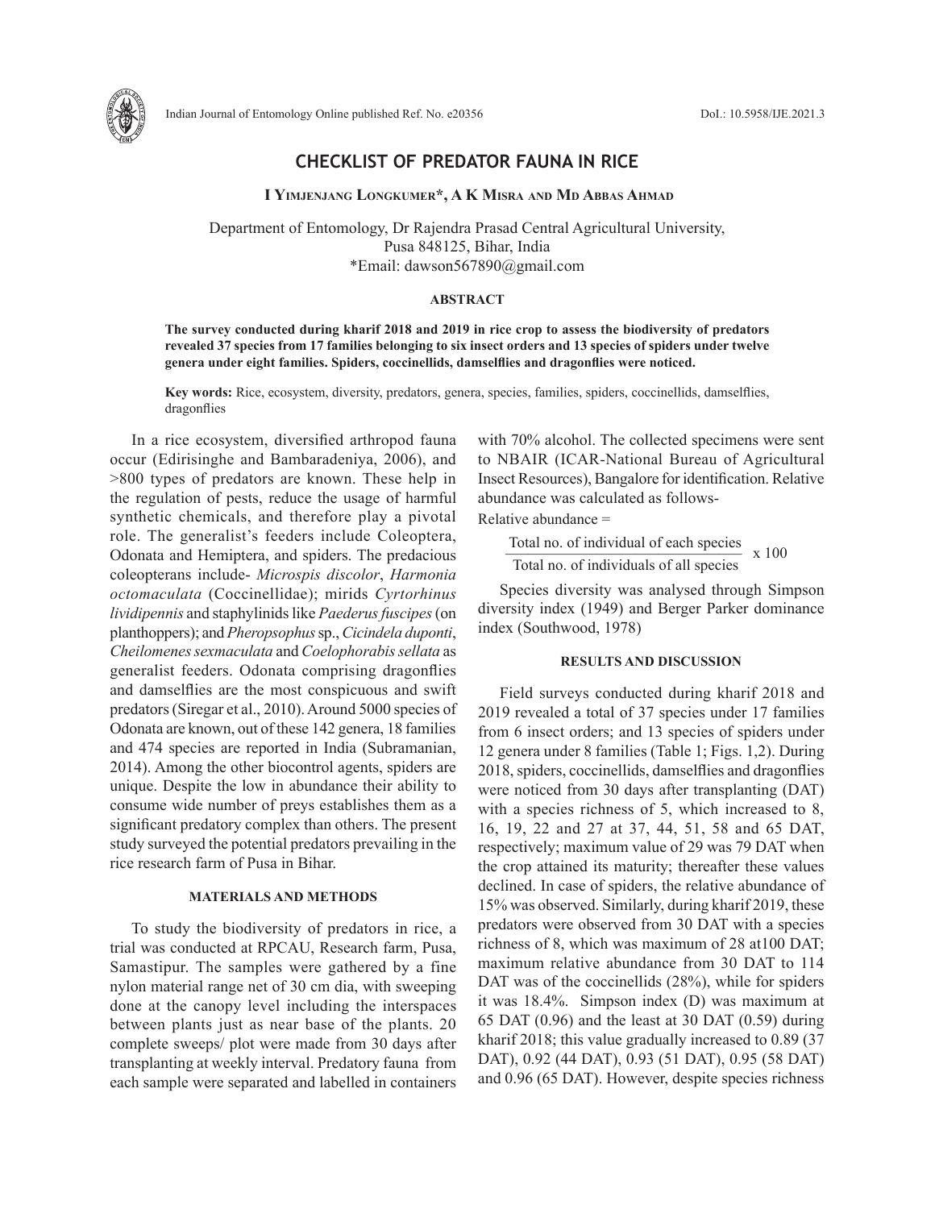# CHECKLIST OF PREDATOR FAUNA IN RICE

**I Yimjenjang Longkumer*, A K Misra and Md Abbas Ahmad**

Department of Entomology, Dr Rajendra Prasad Central Agricultural University, Pusa 848125, Bihar, India
*Email: dawson567890@gmail.com

## ABSTRACT

**The survey conducted during kharif 2018 and 2019 in rice crop to assess the biodiversity of predators revealed 37 species from 17 families belonging to six insect orders and 13 species of spiders under twelve genera under eight families. Spiders, coccinellids, damselflies and dragonflies were noticed.**

**Key words:** Rice, ecosystem, diversity, predators, genera, species, families, spiders, coccinellids, damselflies, dragonflies

In a rice ecosystem, diversified arthropod fauna occur (Edirisinghe and Bambaradeniya, 2006), and >800 types of predators are known. These help in the regulation of pests, reduce the usage of harmful synthetic chemicals, and therefore play a pivotal role. The generalist's feeders include Coleoptera, Odonata and Hemiptera, and spiders. The predacious coleopterans include- *Microspis discolor*, *Harmonia octomaculata* (Coccinellidae); mirids *Cyrtorhinus lividipennis* and staphylinids like *Paederus fuscipes* (on planthoppers); and *Pheropsophus* sp., *Cicindela duponti*, *Cheilomenes sexmaculata* and *Coelophorabis sellata* as generalist feeders. Odonata comprising dragonflies and damselflies are the most conspicuous and swift predators (Siregar et al., 2010). Around 5000 species of Odonata are known, out of these 142 genera, 18 families and 474 species are reported in India (Subramanian, 2014). Among the other biocontrol agents, spiders are unique. Despite the low in abundance their ability to consume wide number of preys establishes them as a significant predatory complex than others. The present study surveyed the potential predators prevailing in the rice research farm of Pusa in Bihar.

## MATERIALS AND METHODS

To study the biodiversity of predators in rice, a trial was conducted at RPCAU, Research farm, Pusa, Samastipur. The samples were gathered by a fine nylon material range net of 30 cm dia, with sweeping done at the canopy level including the interspaces between plants just as near base of the plants. 20 complete sweeps/ plot were made from 30 days after transplanting at weekly interval. Predatory fauna from each sample were separated and labelled in containers with 70% alcohol. The collected specimens were sent to NBAIR (ICAR-National Bureau of Agricultural Insect Resources), Bangalore for identification. Relative abundance was calculated as follows-

Relative abundance =

$$\frac{\text{Total no. of individual of each species}}{\text{Total no. of individuals of all species}} \times 100$$

Species diversity was analysed through Simpson diversity index (1949) and Berger Parker dominance index (Southwood, 1978)

## RESULTS AND DISCUSSION

Field surveys conducted during kharif 2018 and 2019 revealed a total of 37 species under 17 families from 6 insect orders; and 13 species of spiders under 12 genera under 8 families (Table 1; Figs. 1,2). During 2018, spiders, coccinellids, damselflies and dragonflies were noticed from 30 days after transplanting (DAT) with a species richness of 5, which increased to 8, 16, 19, 22 and 27 at 37, 44, 51, 58 and 65 DAT, respectively; maximum value of 29 was 79 DAT when the crop attained its maturity; thereafter these values declined. In case of spiders, the relative abundance of 15% was observed. Similarly, during kharif 2019, these predators were observed from 30 DAT with a species richness of 8, which was maximum of 28 at100 DAT; maximum relative abundance from 30 DAT to 114 DAT was of the coccinellids (28%), while for spiders it was 18.4%. Simpson index (D) was maximum at 65 DAT (0.96) and the least at 30 DAT (0.59) during kharif 2018; this value gradually increased to 0.89 (37 DAT), 0.92 (44 DAT), 0.93 (51 DAT), 0.95 (58 DAT) and 0.96 (65 DAT). However, despite species richness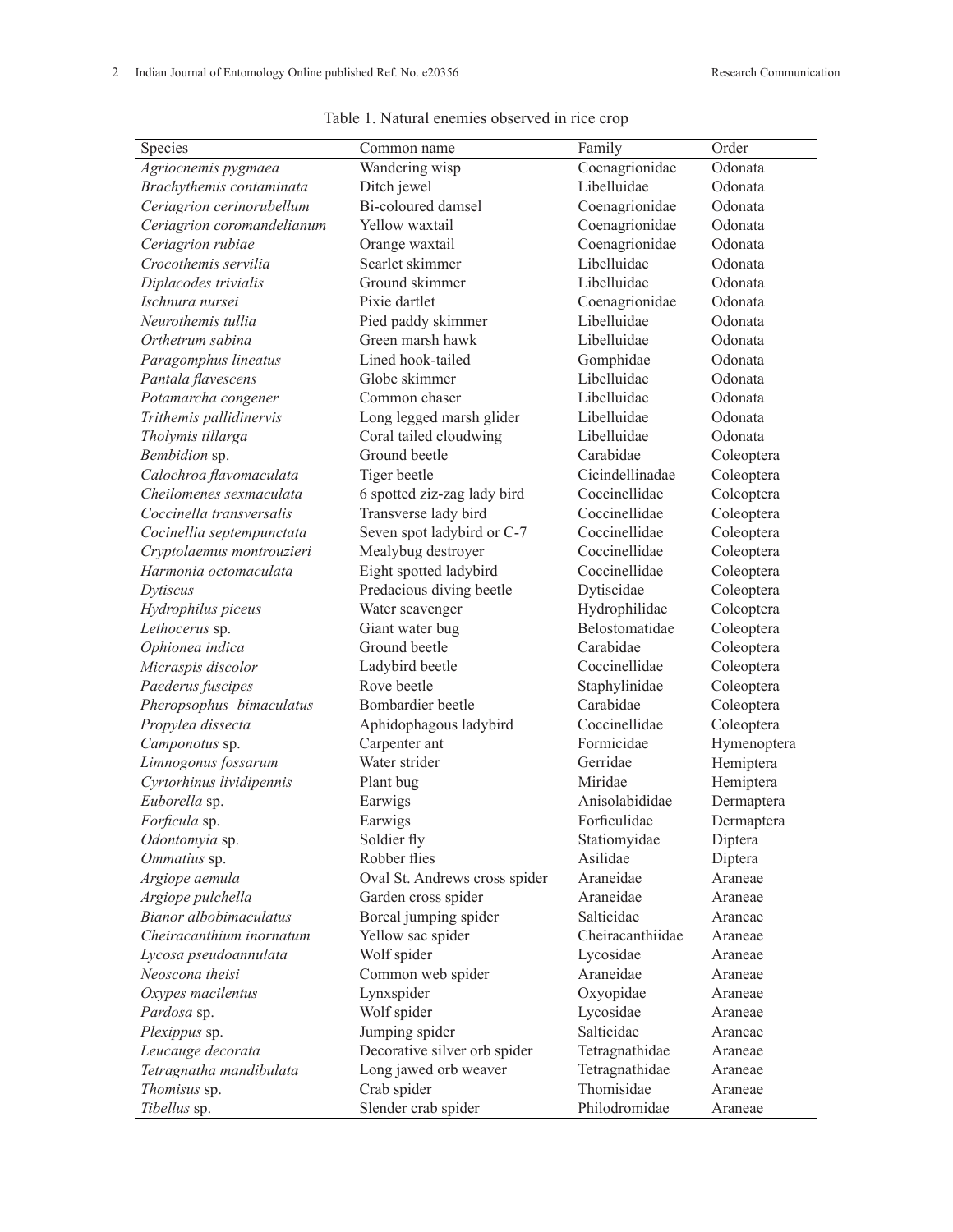Table 1. Natural enemies observed in rice crop

| Species | Common name | Family | Order |
|---|---|---|---|
| *Agriocnemis pygmaea* | Wandering wisp | Coenagrionidae | Odonata |
| *Brachythemis contaminata* | Ditch jewel | Libelluidae | Odonata |
| *Ceriagrion cerinorubellum* | Bi-coloured damsel | Coenagrionidae | Odonata |
| *Ceriagrion coromandelianum* | Yellow waxtail | Coenagrionidae | Odonata |
| *Ceriagrion rubiae* | Orange waxtail | Coenagrionidae | Odonata |
| *Crocothemis servilia* | Scarlet skimmer | Libelluidae | Odonata |
| *Diplacodes trivialis* | Ground skimmer | Libelluidae | Odonata |
| *Ischnura nursei* | Pixie dartlet | Coenagrionidae | Odonata |
| *Neurothemis tullia* | Pied paddy skimmer | Libelluidae | Odonata |
| *Orthetrum sabina* | Green marsh hawk | Libelluidae | Odonata |
| *Paragomphus lineatus* | Lined hook-tailed | Gomphidae | Odonata |
| *Pantala flavescens* | Globe skimmer | Libelluidae | Odonata |
| *Potamarcha congener* | Common chaser | Libelluidae | Odonata |
| *Trithemis pallidinervis* | Long legged marsh glider | Libelluidae | Odonata |
| *Tholymis tillarga* | Coral tailed cloudwing | Libelluidae | Odonata |
| *Bembidion* sp. | Ground beetle | Carabidae | Coleoptera |
| *Calochroa flavomaculata* | Tiger beetle | Cicindellinadae | Coleoptera |
| *Cheilomenes sexmaculata* | 6 spotted ziz-zag lady bird | Coccinellidae | Coleoptera |
| *Coccinella transversalis* | Transverse lady bird | Coccinellidae | Coleoptera |
| *Cocinellia septempunctata* | Seven spot ladybird or C-7 | Coccinellidae | Coleoptera |
| *Cryptolaemus montrouzieri* | Mealybug destroyer | Coccinellidae | Coleoptera |
| *Harmonia octomaculata* | Eight spotted ladybird | Coccinellidae | Coleoptera |
| *Dytiscus* | Predacious diving beetle | Dytiscidae | Coleoptera |
| *Hydrophilus piceus* | Water scavenger | Hydrophilidae | Coleoptera |
| *Lethocerus* sp. | Giant water bug | Belostomatidae | Coleoptera |
| *Ophionea indica* | Ground beetle | Carabidae | Coleoptera |
| *Micraspis discolor* | Ladybird beetle | Coccinellidae | Coleoptera |
| *Paederus fuscipes* | Rove beetle | Staphylinidae | Coleoptera |
| *Pheropsophus bimaculatus* | Bombardier beetle | Carabidae | Coleoptera |
| *Propylea dissecta* | Aphidophagous ladybird | Coccinellidae | Coleoptera |
| *Camponotus* sp. | Carpenter ant | Formicidae | Hymenoptera |
| *Limnogonus fossarum* | Water strider | Gerridae | Hemiptera |
| *Cyrtorhinus lividipennis* | Plant bug | Miridae | Hemiptera |
| *Euborella* sp. | Earwigs | Anisolabididae | Dermaptera |
| *Forficula* sp. | Earwigs | Forficulidae | Dermaptera |
| *Odontomyia* sp. | Soldier fly | Stationyidae | Diptera |
| *Ommatius* sp. | Robber flies | Asilidae | Diptera |
| *Argiope aemula* | Oval St. Andrews cross spider | Araneidae | Araneae |
| *Argiope pulchella* | Garden cross spider | Araneidae | Araneae |
| *Bianor albobimaculatus* | Boreal jumping spider | Salticidae | Araneae |
| *Cheiracanthium inornatum* | Yellow sac spider | Cheiracanthiidae | Araneae |
| *Lycosa pseudoannulata* | Wolf spider | Lycosidae | Araneae |
| *Neoscona theisi* | Common web spider | Araneidae | Araneae |
| *Oxypes macilentus* | Lynxspider | Oxyopidae | Araneae |
| *Pardosa* sp. | Wolf spider | Lycosidae | Araneae |
| *Plexippus* sp. | Jumping spider | Salticidae | Araneae |
| *Leucauge decorata* | Decorative silver orb spider | Tetragnathidae | Araneae |
| *Tetragnatha mandibulata* | Long jawed orb weaver | Tetragnathidae | Araneae |
| *Thomisus* sp. | Crab spider | Thomisidae | Araneae |
| *Tibellus* sp. | Slender crab spider | Philodromidae | Araneae |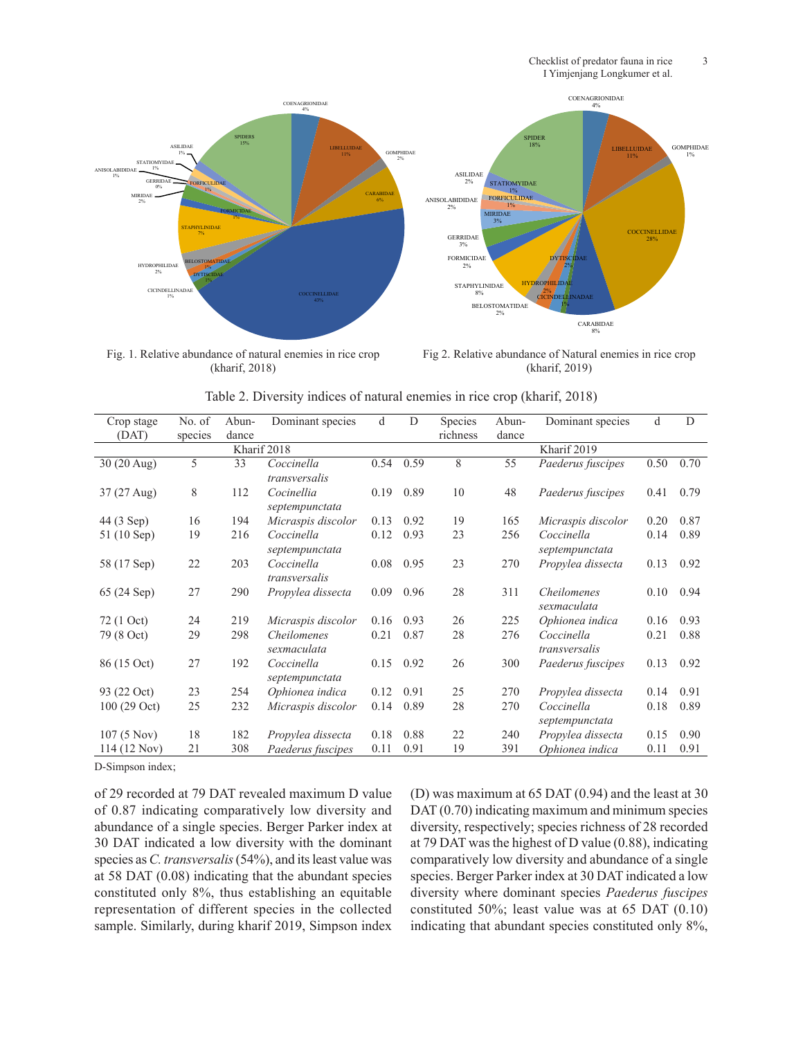Fig. 1. Relative abundance of natural enemies in rice crop (kharif, 2018)

Fig 2. Relative abundance of Natural enemies in rice crop (kharif, 2019)

Table 2. Diversity indices of natural enemies in rice crop (kharif, 2018)

| Crop stage (DAT) | No. of species | Abun-dance | Dominant species | d | D | Species richness | Abun-dance | Dominant species | d | D |
|---|---|---|---|---|---|---|---|---|---|---|
| | | Kharif 2018 | | | | | Kharif 2019 | | | |
| 30 (20 Aug) | 5 | 33 | *Coccinella transversalis* | 0.54 | 0.59 | 8 | 55 | *Paederus fuscipes* | 0.50 | 0.70 |
| 37 (27 Aug) | 8 | 112 | *Cocinellia septempunctata* | 0.19 | 0.89 | 10 | 48 | *Paederus fuscipes* | 0.41 | 0.79 |
| 44 (3 Sep) | 16 | 194 | *Micraspis discolor* | 0.13 | 0.92 | 19 | 165 | *Micraspis discolor* | 0.20 | 0.87 |
| 51 (10 Sep) | 19 | 216 | *Coccinella septempunctata* | 0.12 | 0.93 | 23 | 256 | *Coccinella septempunctata* | 0.14 | 0.89 |
| 58 (17 Sep) | 22 | 203 | *Coccinella transversalis* | 0.08 | 0.95 | 23 | 270 | *Propylea dissecta* | 0.13 | 0.92 |
| 65 (24 Sep) | 27 | 290 | *Propylea dissecta* | 0.09 | 0.96 | 28 | 311 | *Cheilomenes sexmaculata* | 0.10 | 0.94 |
| 72 (1 Oct) | 24 | 219 | *Micraspis discolor* | 0.16 | 0.93 | 26 | 225 | *Ophionea indica* | 0.16 | 0.93 |
| 79 (8 Oct) | 29 | 298 | *Cheilomenes sexmaculata* | 0.21 | 0.87 | 28 | 276 | *Coccinella transversalis* | 0.21 | 0.88 |
| 86 (15 Oct) | 27 | 192 | *Coccinella septempunctata* | 0.15 | 0.92 | 26 | 300 | *Paederus fuscipes* | 0.13 | 0.92 |
| 93 (22 Oct) | 23 | 254 | *Ophionea indica* | 0.12 | 0.91 | 25 | 270 | *Propylea dissecta* | 0.14 | 0.91 |
| 100 (29 Oct) | 25 | 232 | *Micraspis discolor* | 0.14 | 0.89 | 28 | 270 | *Coccinella septempunctata* | 0.18 | 0.89 |
| 107 (5 Nov) | 18 | 182 | *Propylea dissecta* | 0.18 | 0.88 | 22 | 240 | *Propylea dissecta* | 0.15 | 0.90 |
| 114 (12 Nov) | 21 | 308 | *Paederus fuscipes* | 0.11 | 0.91 | 19 | 391 | *Ophionea indica* | 0.11 | 0.91 |

D-Simpson index;

of 29 recorded at 79 DAT revealed maximum D value of 0.87 indicating comparatively low diversity and abundance of a single species. Berger Parker index at 30 DAT indicated a low diversity with the dominant species as *C. transversalis* (54%), and its least value was at 58 DAT (0.08) indicating that the abundant species constituted only 8%, thus establishing an equitable representation of different species in the collected sample. Similarly, during kharif 2019, Simpson index (D) was maximum at 65 DAT (0.94) and the least at 30 DAT (0.70) indicating maximum and minimum species diversity, respectively; species richness of 28 recorded at 79 DAT was the highest of D value (0.88), indicating comparatively low diversity and abundance of a single species. Berger Parker index at 30 DAT indicated a low diversity where dominant species *Paederus fuscipes* constituted 50%; least value was at 65 DAT (0.10) indicating that abundant species constituted only 8%,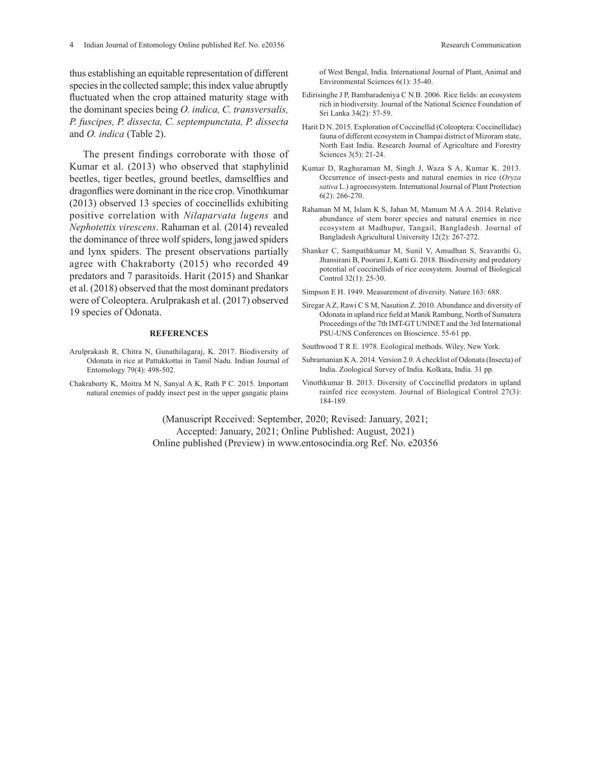thus establishing an equitable representation of different species in the collected sample; this index value abruptly fluctuated when the crop attained maturity stage with the dominant species being *O. indica, C. transversalis, P. fuscipes, P. dissecta, C. septempunctata, P. dissecta* and *O. indica* (Table 2).

The present findings corroborate with those of Kumar et al. (2013) who observed that staphylinid beetles, tiger beetles, ground beetles, damselflies and dragonflies were dominant in the rice crop. Vinothkumar (2013) observed 13 species of coccinellids exhibiting positive correlation with *Nilaparvata lugens* and *Nephotettix virescens*. Rahaman et al. (2014) revealed the dominance of three wolf spiders, long jawed spiders and lynx spiders. The present observations partially agree with Chakraborty (2015) who recorded 49 predators and 7 parasitoids. Harit (2015) and Shankar et al. (2018) observed that the most dominant predators were of Coleoptera. Arulprakash et al. (2017) observed 19 species of Odonata.

## REFERENCES

Arulprakash R, Chitra N, Gunathilagaraj, K. 2017. Biodiversity of Odonata in rice at Pattukkottai in Tamil Nadu. Indian Journal of Entomology 79(4): 498-502.

Chakraborty K, Moitra M N, Sanyal A K, Rath P C. 2015. Important natural enemies of paddy insect pest in the upper gangatic plains of West Bengal, India. International Journal of Plant, Animal and Environmental Sciences 6(1): 35-40.

Edirisinghe J P, Bambaradeniya C N B. 2006. Rice fields: an ecosystem rich in biodiversity. Journal of the National Science Foundation of Sri Lanka 34(2): 57-59.

Harit D N. 2015. Exploration of Coccinellid (Coleoptera: Coccinellidae) fauna of different ecosystem in Champai district of Mizoram state, North East India. Research Journal of Agriculture and Forestry Sciences 3(5): 21-24.

Kumar D, Raghuraman M, Singh J, Waza S A, Kumar K. 2013. Occurrence of insect-pests and natural enemies in rice (*Oryza sativa* L.) agroecosystem. International Journal of Plant Protection 6(2): 266-270.

Rahaman M M, Islam K S, Jahan M, Mamum M A A. 2014. Relative abundance of stem borer species and natural enemies in rice ecosystem at Madhupur, Tangail, Bangladesh. Journal of Bangladesh Agricultural University 12(2): 267-272.

Shanker C, Sampathkumar M, Sunil V, Amudhan S, Sravanthi G, Jhansirani B, Poorani J, Katti G. 2018. Biodiversity and predatory potential of coccinellids of rice ecosystem. Journal of Biological Control 32(1): 25-30.

Simpson E H. 1949. Measurement of diversity. Nature 163: 688.

Siregar A Z, Rawi C S M, Nasution Z. 2010. Abundance and diversity of Odonata in upland rice field at Manik Rambung, North of Sumatera Proceedings of the 7th IMT-GT UNINET and the 3rd International PSU-UNS Conferences on Bioscience. 55-61 pp.

Southwood T R E. 1978. Ecological methods. Wiley, New York.

Subramanian K A. 2014. Version 2.0. A checklist of Odonata (Insecta) of India. Zoological Survey of India. Kolkata, India. 31 pp.

Vinothkumar B. 2013. Diversity of Coccinellid predators in upland rainfed rice ecosystem. Journal of Biological Control 27(3): 184-189.

(Manuscript Received: September, 2020; Revised: January, 2021; Accepted: January, 2021; Online Published: August, 2021)
Online published (Preview) in www.entosocindia.org Ref. No. e20356